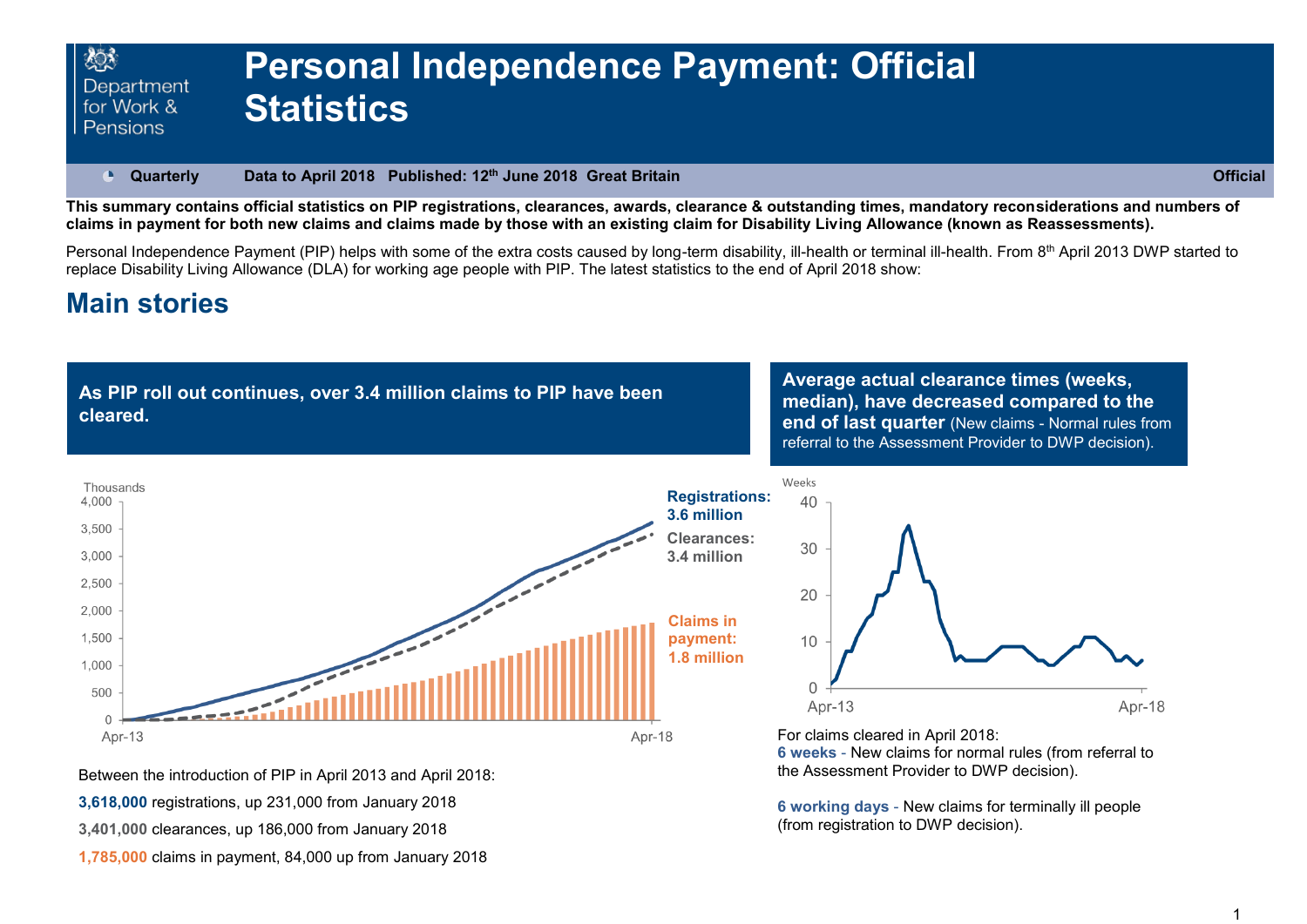# Personal Independence Payment: Official Statistics

**Quarterly** **Data to April 2018 Published: 12th June 2018 Great Britain** **Official**

**This summary contains official statistics on PIP registrations, clearances, awards, clearance & outstanding times, mandatory reconsiderations and numbers of claims in payment for both new claims and claims made by those with an existing claim for Disability Living Allowance (known as Reassessments).**

Personal Independence Payment (PIP) helps with some of the extra costs caused by long-term disability, ill-health or terminal ill-health. From 8th April 2013 DWP started to replace Disability Living Allowance (DLA) for working age people with PIP. The latest statistics to the end of April 2018 show:

## Main stories

**As PIP roll out continues, over 3.4 million claims to PIP have been cleared.**

Thousands

**Registrations: 3.6 million**

**Clearances: 3.4 million**

**Claims in payment: 1.8 million**

Between the introduction of PIP in April 2013 and April 2018:

**3,618,000** registrations, up 231,000 from January 2018

**3,401,000** clearances, up 186,000 from January 2018

**1,785,000** claims in payment, 84,000 up from January 2018

**Average actual clearance times (weeks, median), have decreased compared to the end of last quarter** (New claims - Normal rules from referral to the Assessment Provider to DWP decision).

Weeks

For claims cleared in April 2018:

**6 weeks** - New claims for normal rules (from referral to the Assessment Provider to DWP decision).

**6 working days** - New claims for terminally ill people (from registration to DWP decision).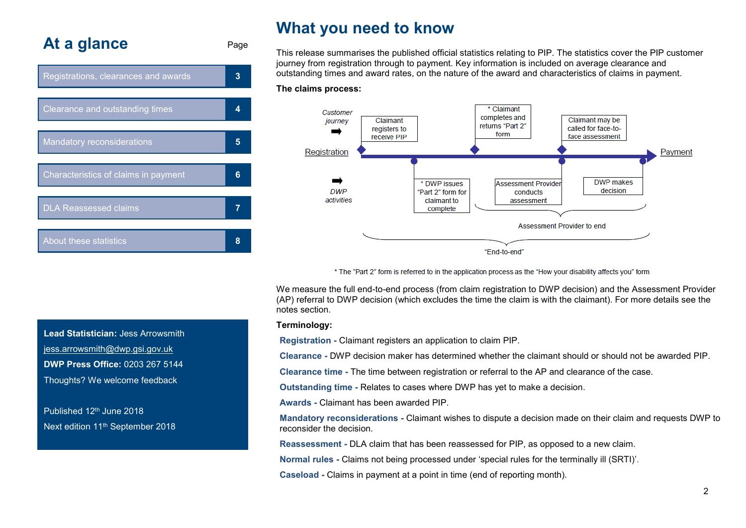## At a glance

| | Page |
|---|---|
| Registrations, clearances and awards | 3 |
| Clearance and outstanding times | 4 |
| Mandatory reconsiderations | 5 |
| Characteristics of claims in payment | 6 |
| DLA Reassessed claims | 7 |
| About these statistics | 8 |

**Lead Statistician:** Jess Arrowsmith

jess.arrowsmith@dwp.gsi.gov.uk

**DWP Press Office:** 0203 267 5144

Thoughts? We welcome feedback

Published 12th June 2018

Next edition 11th September 2018

# What you need to know

This release summarises the published official statistics relating to PIP. The statistics cover the PIP customer journey from registration through to payment. Key information is included on average clearance and outstanding times and award rates, on the nature of the award and characteristics of claims in payment.

**The claims process:**

*Customer journey* ➡ Registration → Claimant registers to receive PIP → * Claimant completes and returns "Part 2" form → Claimant may be called for face-to-face assessment → Payment

*DWP activities* ➡ * DWP issues "Part 2" form for claimant to complete → Assessment Provider conducts assessment → DWP makes decision

Assessment Provider to end

"End-to-end"

\* The "Part 2" form is referred to in the application process as the "How your disability affects you" form

We measure the full end-to-end process (from claim registration to DWP decision) and the Assessment Provider (AP) referral to DWP decision (which excludes the time the claim is with the claimant). For more details see the notes section.

**Terminology:**

**Registration -** Claimant registers an application to claim PIP.

**Clearance -** DWP decision maker has determined whether the claimant should or should not be awarded PIP.

**Clearance time -** The time between registration or referral to the AP and clearance of the case.

**Outstanding time -** Relates to cases where DWP has yet to make a decision.

**Awards -** Claimant has been awarded PIP.

**Mandatory reconsiderations -** Claimant wishes to dispute a decision made on their claim and requests DWP to reconsider the decision.

**Reassessment -** DLA claim that has been reassessed for PIP, as opposed to a new claim.

**Normal rules -** Claims not being processed under 'special rules for the terminally ill (SRTI)'.

**Caseload -** Claims in payment at a point in time (end of reporting month).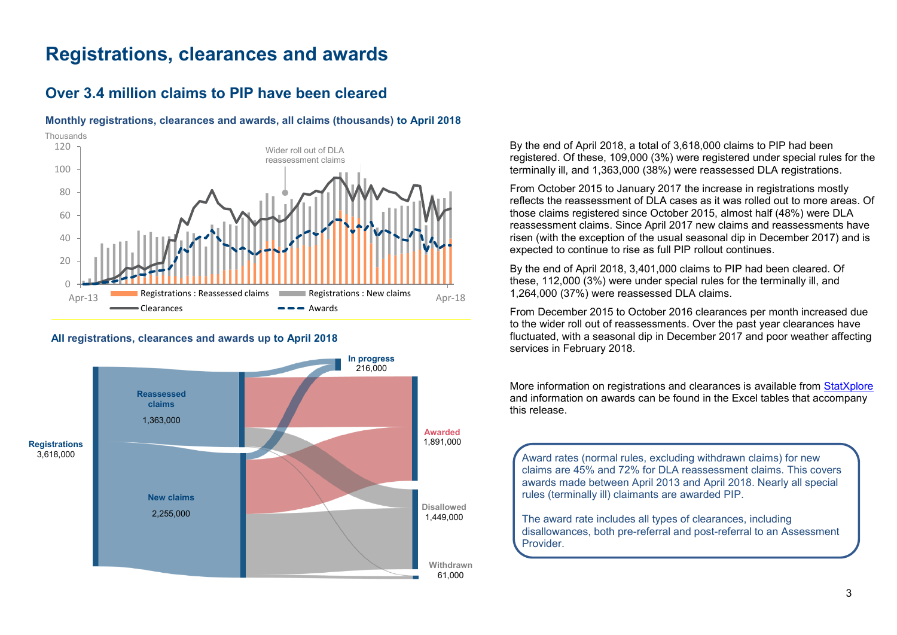# Registrations, clearances and awards

## Over 3.4 million claims to PIP have been cleared

**Monthly registrations, clearances and awards, all claims (thousands) to April 2018**

**All registrations, clearances and awards up to April 2018**

By the end of April 2018, a total of 3,618,000 claims to PIP had been registered. Of these, 109,000 (3%) were registered under special rules for the terminally ill, and 1,363,000 (38%) were reassessed DLA registrations.

From October 2015 to January 2017 the increase in registrations mostly reflects the reassessment of DLA cases as it was rolled out to more areas. Of those claims registered since October 2015, almost half (48%) were DLA reassessment claims. Since April 2017 new claims and reassessments have risen (with the exception of the usual seasonal dip in December 2017) and is expected to continue to rise as full PIP rollout continues.

By the end of April 2018, 3,401,000 claims to PIP had been cleared. Of these, 112,000 (3%) were under special rules for the terminally ill, and 1,264,000 (37%) were reassessed DLA claims.

From December 2015 to October 2016 clearances per month increased due to the wider roll out of reassessments. Over the past year clearances have fluctuated, with a seasonal dip in December 2017 and poor weather affecting services in February 2018.

More information on registrations and clearances is available from StatXplore and information on awards can be found in the Excel tables that accompany this release.

Award rates (normal rules, excluding withdrawn claims) for new claims are 45% and 72% for DLA reassessment claims. This covers awards made between April 2013 and April 2018. Nearly all special rules (terminally ill) claimants are awarded PIP.

The award rate includes all types of clearances, including disallowances, both pre-referral and post-referral to an Assessment Provider.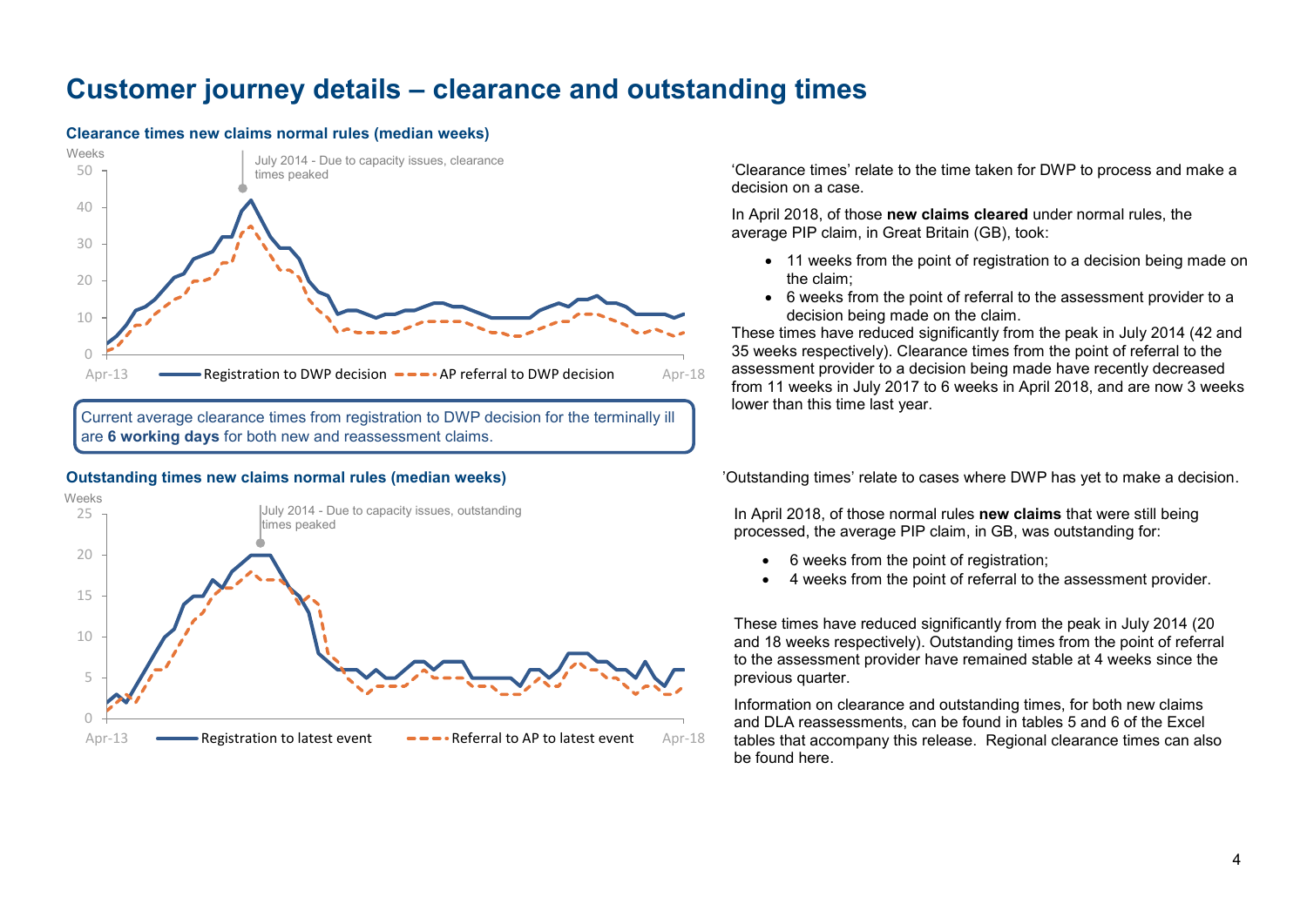# Customer journey details – clearance and outstanding times

### Clearance times new claims normal rules (median weeks)

Weeks

July 2014 - Due to capacity issues, clearance times peaked

Registration to DWP decision | AP referral to DWP decision

Apr-13 — Apr-18

Current average clearance times from registration to DWP decision for the terminally ill are **6 working days** for both new and reassessment claims.

'Clearance times' relate to the time taken for DWP to process and make a decision on a case.

In April 2018, of those **new claims cleared** under normal rules, the average PIP claim, in Great Britain (GB), took:

- 11 weeks from the point of registration to a decision being made on the claim;
- 6 weeks from the point of referral to the assessment provider to a decision being made on the claim.

These times have reduced significantly from the peak in July 2014 (42 and 35 weeks respectively). Clearance times from the point of referral to the assessment provider to a decision being made have recently decreased from 11 weeks in July 2017 to 6 weeks in April 2018, and are now 3 weeks lower than this time last year.

### Outstanding times new claims normal rules (median weeks)

Weeks

July 2014 - Due to capacity issues, outstanding times peaked

Registration to latest event | Referral to AP to latest event

Apr-13 — Apr-18

'Outstanding times' relate to cases where DWP has yet to make a decision.

In April 2018, of those normal rules **new claims** that were still being processed, the average PIP claim, in GB, was outstanding for:

- 6 weeks from the point of registration;
- 4 weeks from the point of referral to the assessment provider.

These times have reduced significantly from the peak in July 2014 (20 and 18 weeks respectively). Outstanding times from the point of referral to the assessment provider have remained stable at 4 weeks since the previous quarter.

Information on clearance and outstanding times, for both new claims and DLA reassessments, can be found in tables 5 and 6 of the Excel tables that accompany this release. Regional clearance times can also be found here.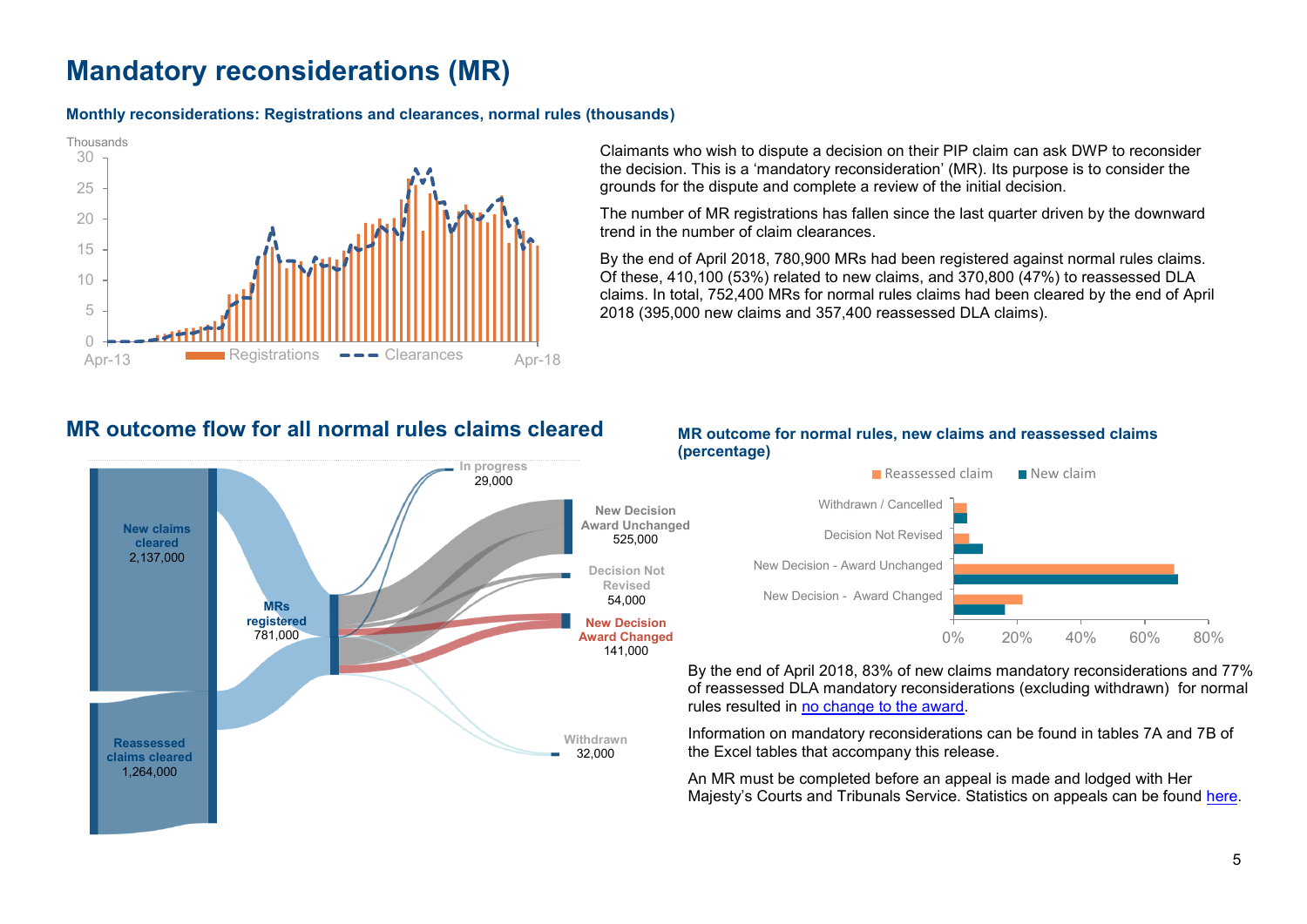# Mandatory reconsiderations (MR)

**Monthly reconsiderations: Registrations and clearances, normal rules (thousands)**

Thousands

30
25
20
15
10
5
0

Apr-13 Registrations Clearances Apr-18

Claimants who wish to dispute a decision on their PIP claim can ask DWP to reconsider the decision. This is a 'mandatory reconsideration' (MR). Its purpose is to consider the grounds for the dispute and complete a review of the initial decision.

The number of MR registrations has fallen since the last quarter driven by the downward trend in the number of claim clearances.

By the end of April 2018, 780,900 MRs had been registered against normal rules claims. Of these, 410,100 (53%) related to new claims, and 370,800 (47%) to reassessed DLA claims. In total, 752,400 MRs for normal rules claims had been cleared by the end of April 2018 (395,000 new claims and 357,400 reassessed DLA claims).

## MR outcome flow for all normal rules claims cleared

New claims cleared 2,137,000

Reassessed claims cleared 1,264,000

MRs registered 781,000

In progress 29,000

New Decision Award Unchanged 525,000

Decision Not Revised 54,000

New Decision Award Changed 141,000

Withdrawn 32,000

**MR outcome for normal rules, new claims and reassessed claims (percentage)**

Reassessed claim New claim

Withdrawn / Cancelled

Decision Not Revised

New Decision - Award Unchanged

New Decision - Award Changed

0% 20% 40% 60% 80%

By the end of April 2018, 83% of new claims mandatory reconsiderations and 77% of reassessed DLA mandatory reconsiderations (excluding withdrawn) for normal rules resulted in no change to the award.

Information on mandatory reconsiderations can be found in tables 7A and 7B of the Excel tables that accompany this release.

An MR must be completed before an appeal is made and lodged with Her Majesty's Courts and Tribunals Service. Statistics on appeals can be found here.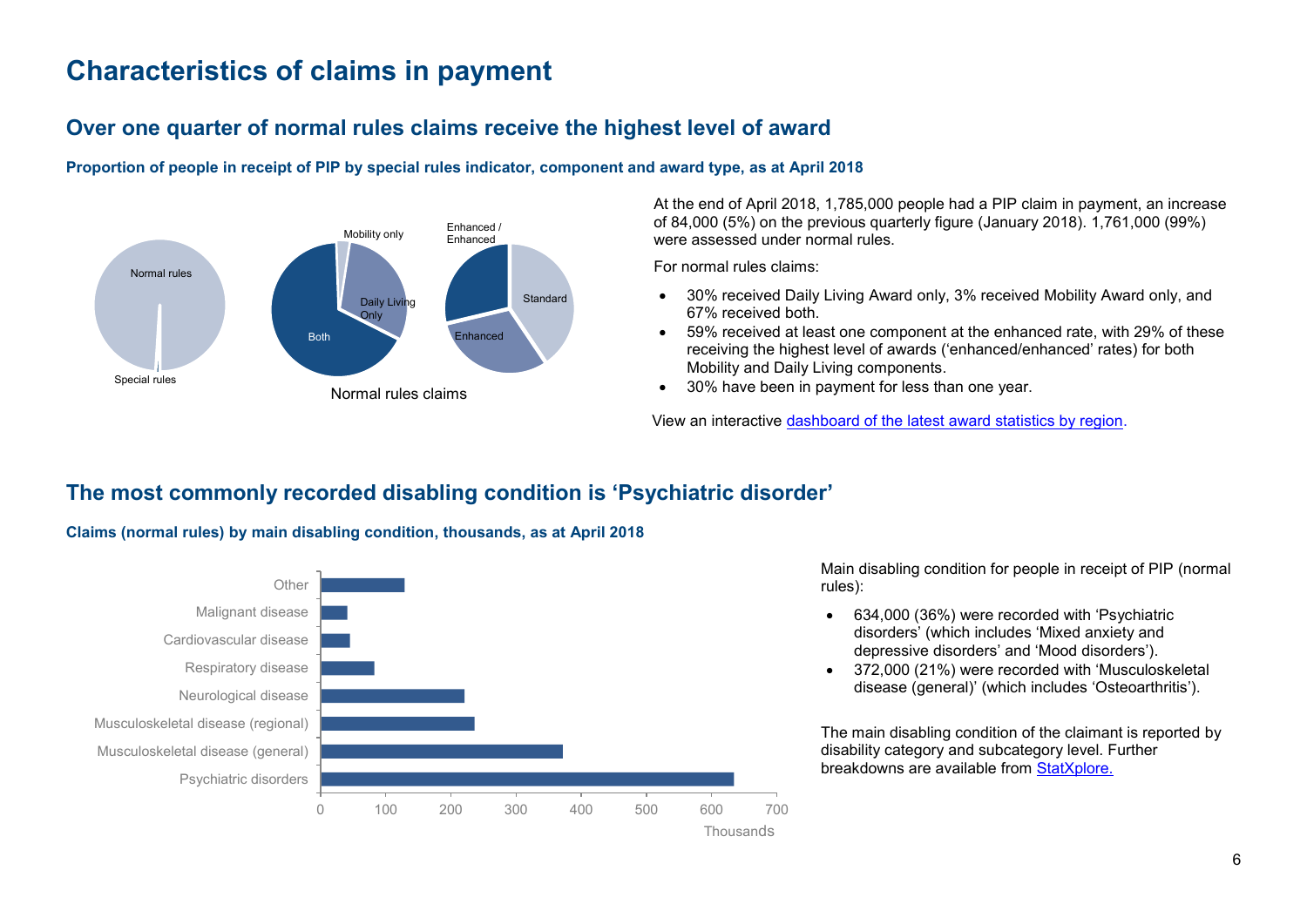# Characteristics of claims in payment

## Over one quarter of normal rules claims receive the highest level of award

### Proportion of people in receipt of PIP by special rules indicator, component and award type, as at April 2018

Normal rules

Special rules

Mobility only

Daily Living Only

Both

Enhanced / Enhanced

Standard

Enhanced

Normal rules claims

At the end of April 2018, 1,785,000 people had a PIP claim in payment, an increase of 84,000 (5%) on the previous quarterly figure (January 2018). 1,761,000 (99%) were assessed under normal rules.

For normal rules claims:

- 30% received Daily Living Award only, 3% received Mobility Award only, and 67% received both.
- 59% received at least one component at the enhanced rate, with 29% of these receiving the highest level of awards ('enhanced/enhanced' rates) for both Mobility and Daily Living components.
- 30% have been in payment for less than one year.

View an interactive dashboard of the latest award statistics by region.

## The most commonly recorded disabling condition is 'Psychiatric disorder'

### Claims (normal rules) by main disabling condition, thousands, as at April 2018

Other

Malignant disease

Cardiovascular disease

Respiratory disease

Neurological disease

Musculoskeletal disease (regional)

Musculoskeletal disease (general)

Psychiatric disorders

0 100 200 300 400 500 600 700

Thousands

Main disabling condition for people in receipt of PIP (normal rules):

- 634,000 (36%) were recorded with 'Psychiatric disorders' (which includes 'Mixed anxiety and depressive disorders' and 'Mood disorders').
- 372,000 (21%) were recorded with 'Musculoskeletal disease (general)' (which includes 'Osteoarthritis').

The main disabling condition of the claimant is reported by disability category and subcategory level. Further breakdowns are available from StatXplore.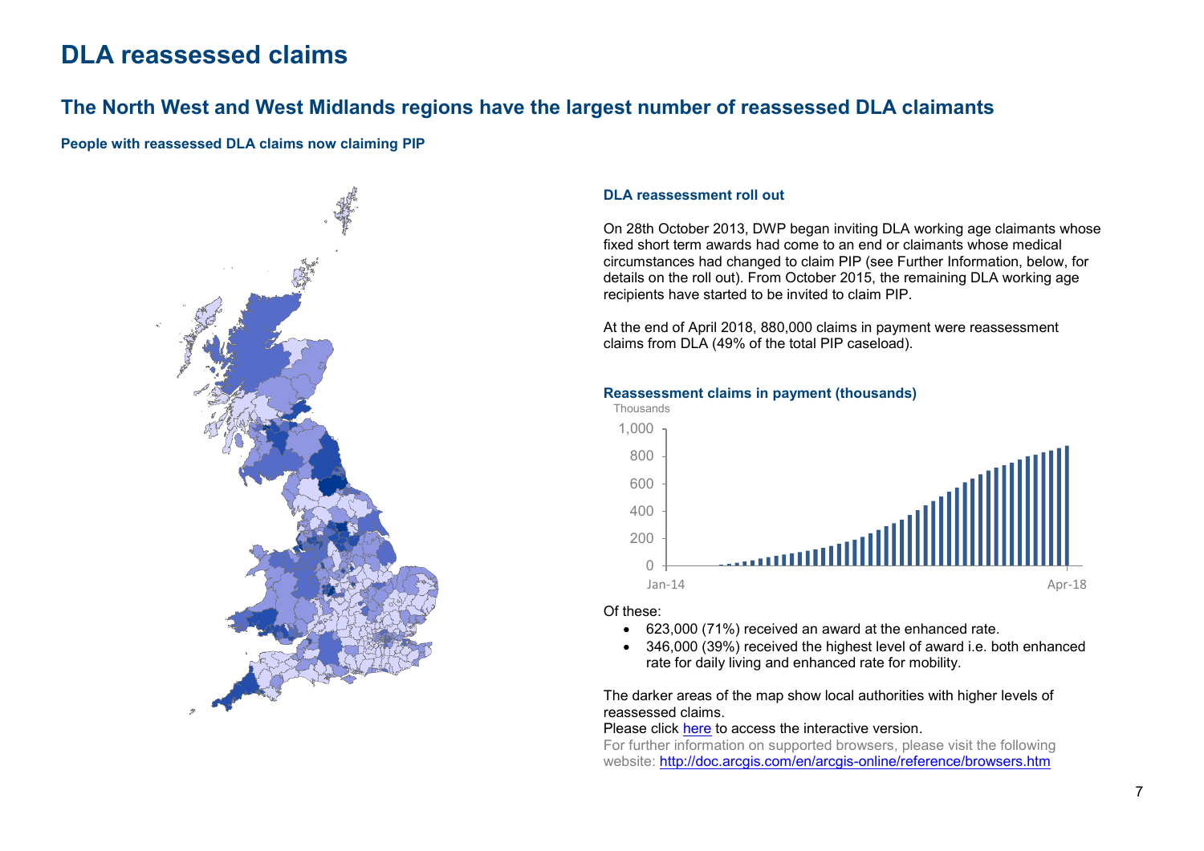# DLA reassessed claims

## The North West and West Midlands regions have the largest number of reassessed DLA claimants

**People with reassessed DLA claims now claiming PIP**

### DLA reassessment roll out

On 28th October 2013, DWP began inviting DLA working age claimants whose fixed short term awards had come to an end or claimants whose medical circumstances had changed to claim PIP (see Further Information, below, for details on the roll out). From October 2015, the remaining DLA working age recipients have started to be invited to claim PIP.

At the end of April 2018, 880,000 claims in payment were reassessment claims from DLA (49% of the total PIP caseload).

**Reassessment claims in payment (thousands)**

Thousands

1,000
800
600
400
200
0

Jan-14 Apr-18

Of these:

- 623,000 (71%) received an award at the enhanced rate.
- 346,000 (39%) received the highest level of award i.e. both enhanced rate for daily living and enhanced rate for mobility.

The darker areas of the map show local authorities with higher levels of reassessed claims.

Please click here to access the interactive version.

For further information on supported browsers, please visit the following website: http://doc.arcgis.com/en/arcgis-online/reference/browsers.htm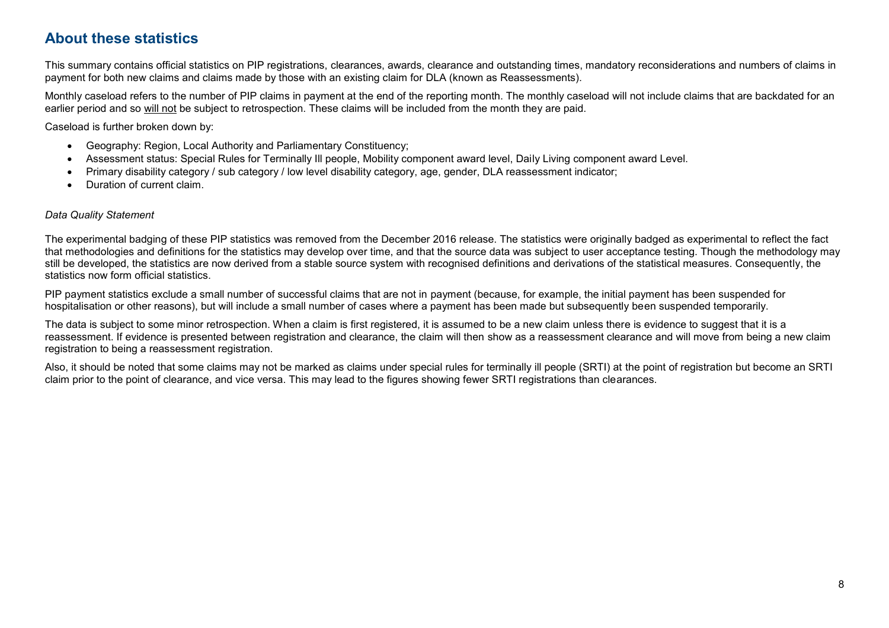## About these statistics

This summary contains official statistics on PIP registrations, clearances, awards, clearance and outstanding times, mandatory reconsiderations and numbers of claims in payment for both new claims and claims made by those with an existing claim for DLA (known as Reassessments).

Monthly caseload refers to the number of PIP claims in payment at the end of the reporting month. The monthly caseload will not include claims that are backdated for an earlier period and so will not be subject to retrospection. These claims will be included from the month they are paid.

Caseload is further broken down by:

- Geography: Region, Local Authority and Parliamentary Constituency;
- Assessment status: Special Rules for Terminally Ill people, Mobility component award level, Daily Living component award Level.
- Primary disability category / sub category / low level disability category, age, gender, DLA reassessment indicator;
- Duration of current claim.

*Data Quality Statement*

The experimental badging of these PIP statistics was removed from the December 2016 release. The statistics were originally badged as experimental to reflect the fact that methodologies and definitions for the statistics may develop over time, and that the source data was subject to user acceptance testing. Though the methodology may still be developed, the statistics are now derived from a stable source system with recognised definitions and derivations of the statistical measures. Consequently, the statistics now form official statistics.

PIP payment statistics exclude a small number of successful claims that are not in payment (because, for example, the initial payment has been suspended for hospitalisation or other reasons), but will include a small number of cases where a payment has been made but subsequently been suspended temporarily.

The data is subject to some minor retrospection. When a claim is first registered, it is assumed to be a new claim unless there is evidence to suggest that it is a reassessment. If evidence is presented between registration and clearance, the claim will then show as a reassessment clearance and will move from being a new claim registration to being a reassessment registration.

Also, it should be noted that some claims may not be marked as claims under special rules for terminally ill people (SRTI) at the point of registration but become an SRTI claim prior to the point of clearance, and vice versa. This may lead to the figures showing fewer SRTI registrations than clearances.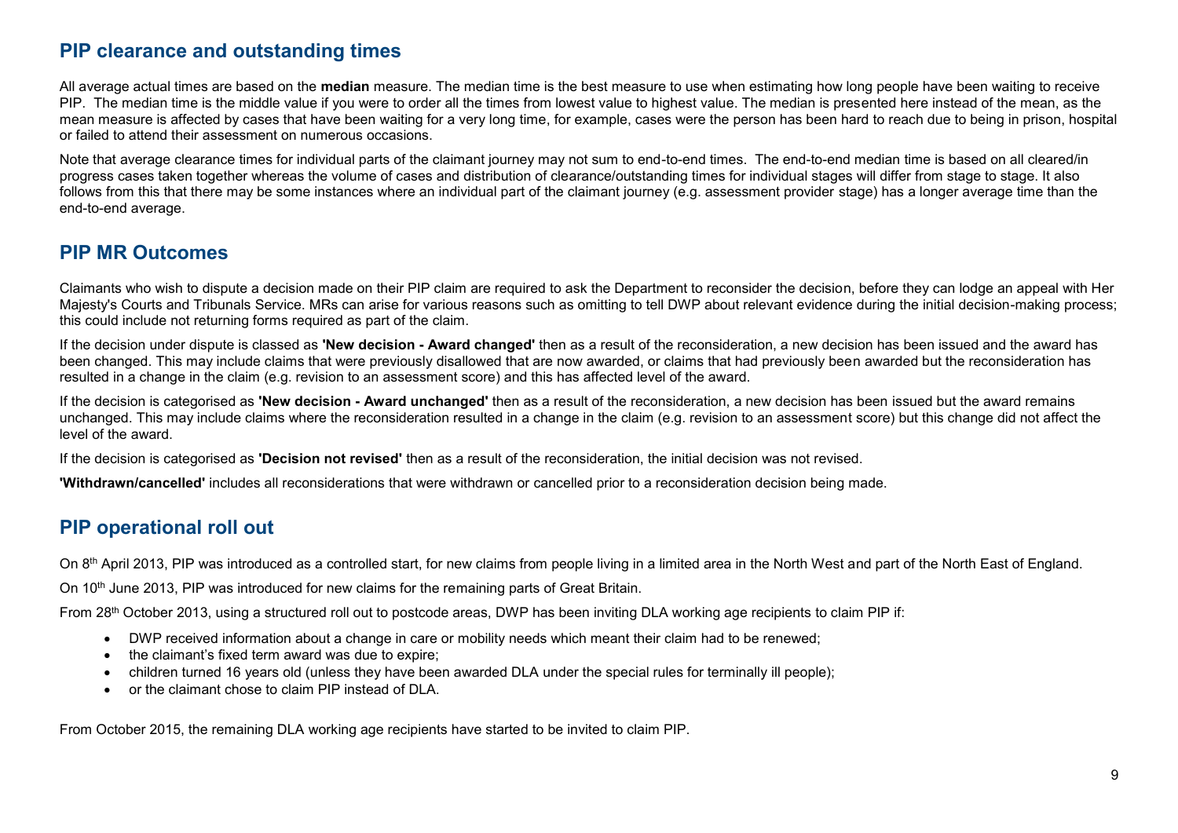## PIP clearance and outstanding times

All average actual times are based on the **median** measure. The median time is the best measure to use when estimating how long people have been waiting to receive PIP. The median time is the middle value if you were to order all the times from lowest value to highest value. The median is presented here instead of the mean, as the mean measure is affected by cases that have been waiting for a very long time, for example, cases were the person has been hard to reach due to being in prison, hospital or failed to attend their assessment on numerous occasions.

Note that average clearance times for individual parts of the claimant journey may not sum to end-to-end times. The end-to-end median time is based on all cleared/in progress cases taken together whereas the volume of cases and distribution of clearance/outstanding times for individual stages will differ from stage to stage. It also follows from this that there may be some instances where an individual part of the claimant journey (e.g. assessment provider stage) has a longer average time than the end-to-end average.

## PIP MR Outcomes

Claimants who wish to dispute a decision made on their PIP claim are required to ask the Department to reconsider the decision, before they can lodge an appeal with Her Majesty's Courts and Tribunals Service. MRs can arise for various reasons such as omitting to tell DWP about relevant evidence during the initial decision-making process; this could include not returning forms required as part of the claim.

If the decision under dispute is classed as **'New decision - Award changed'** then as a result of the reconsideration, a new decision has been issued and the award has been changed. This may include claims that were previously disallowed that are now awarded, or claims that had previously been awarded but the reconsideration has resulted in a change in the claim (e.g. revision to an assessment score) and this has affected level of the award.

If the decision is categorised as **'New decision - Award unchanged'** then as a result of the reconsideration, a new decision has been issued but the award remains unchanged. This may include claims where the reconsideration resulted in a change in the claim (e.g. revision to an assessment score) but this change did not affect the level of the award.

If the decision is categorised as **'Decision not revised'** then as a result of the reconsideration, the initial decision was not revised.

**'Withdrawn/cancelled'** includes all reconsiderations that were withdrawn or cancelled prior to a reconsideration decision being made.

## PIP operational roll out

On 8th April 2013, PIP was introduced as a controlled start, for new claims from people living in a limited area in the North West and part of the North East of England.

On 10th June 2013, PIP was introduced for new claims for the remaining parts of Great Britain.

From 28th October 2013, using a structured roll out to postcode areas, DWP has been inviting DLA working age recipients to claim PIP if:

- DWP received information about a change in care or mobility needs which meant their claim had to be renewed;
- the claimant's fixed term award was due to expire;
- children turned 16 years old (unless they have been awarded DLA under the special rules for terminally ill people);
- or the claimant chose to claim PIP instead of DLA.

From October 2015, the remaining DLA working age recipients have started to be invited to claim PIP.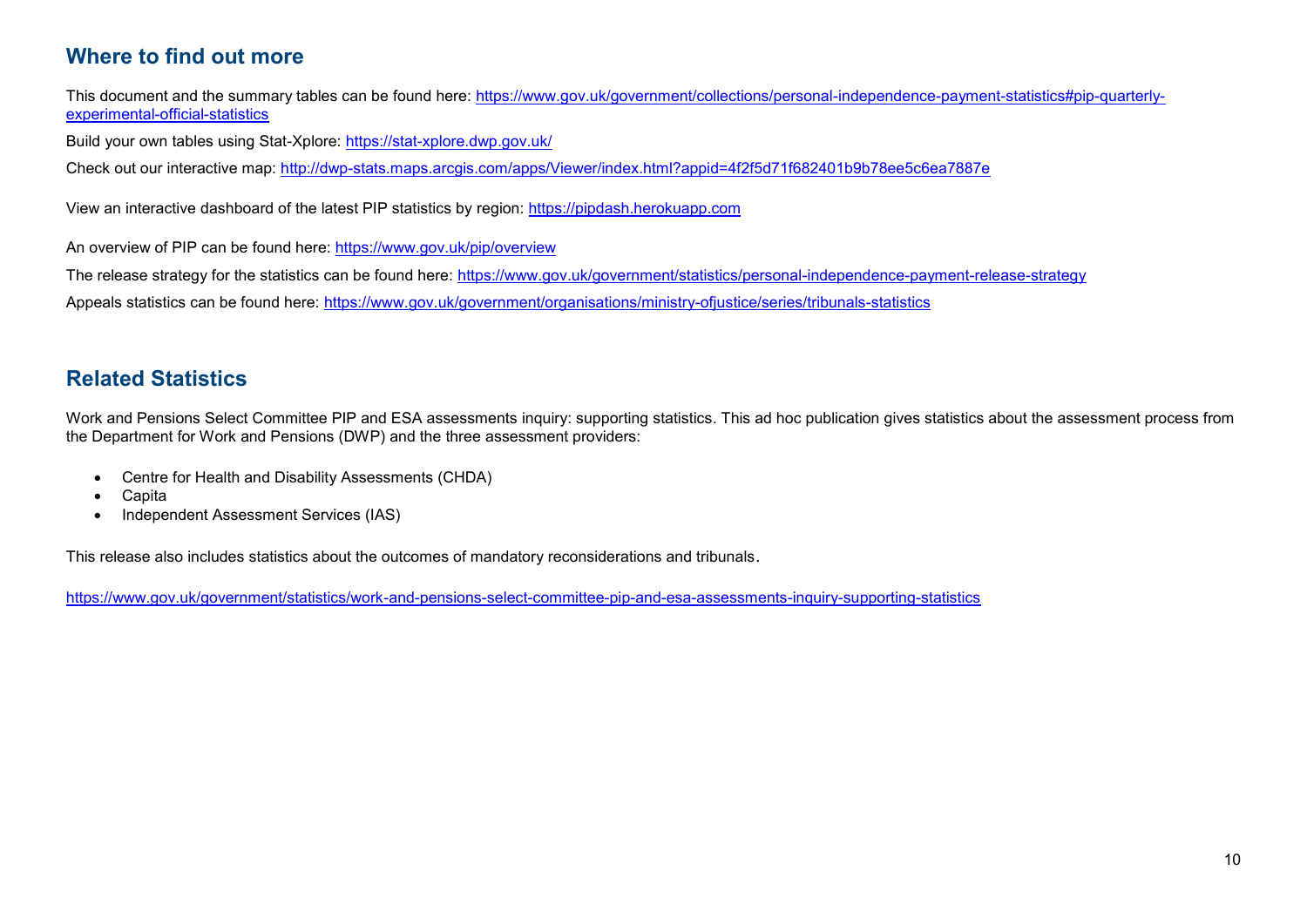## Where to find out more

This document and the summary tables can be found here: https://www.gov.uk/government/collections/personal-independence-payment-statistics#pip-quarterly-experimental-official-statistics

Build your own tables using Stat-Xplore: https://stat-xplore.dwp.gov.uk/

Check out our interactive map: http://dwp-stats.maps.arcgis.com/apps/Viewer/index.html?appid=4f2f5d71f682401b9b78ee5c6ea7887e

View an interactive dashboard of the latest PIP statistics by region: https://pipdash.herokuapp.com

An overview of PIP can be found here: https://www.gov.uk/pip/overview

The release strategy for the statistics can be found here: https://www.gov.uk/government/statistics/personal-independence-payment-release-strategy

Appeals statistics can be found here: https://www.gov.uk/government/organisations/ministry-ofjustice/series/tribunals-statistics

## Related Statistics

Work and Pensions Select Committee PIP and ESA assessments inquiry: supporting statistics. This ad hoc publication gives statistics about the assessment process from the Department for Work and Pensions (DWP) and the three assessment providers:

- Centre for Health and Disability Assessments (CHDA)
- Capita
- Independent Assessment Services (IAS)

This release also includes statistics about the outcomes of mandatory reconsiderations and tribunals.

https://www.gov.uk/government/statistics/work-and-pensions-select-committee-pip-and-esa-assessments-inquiry-supporting-statistics